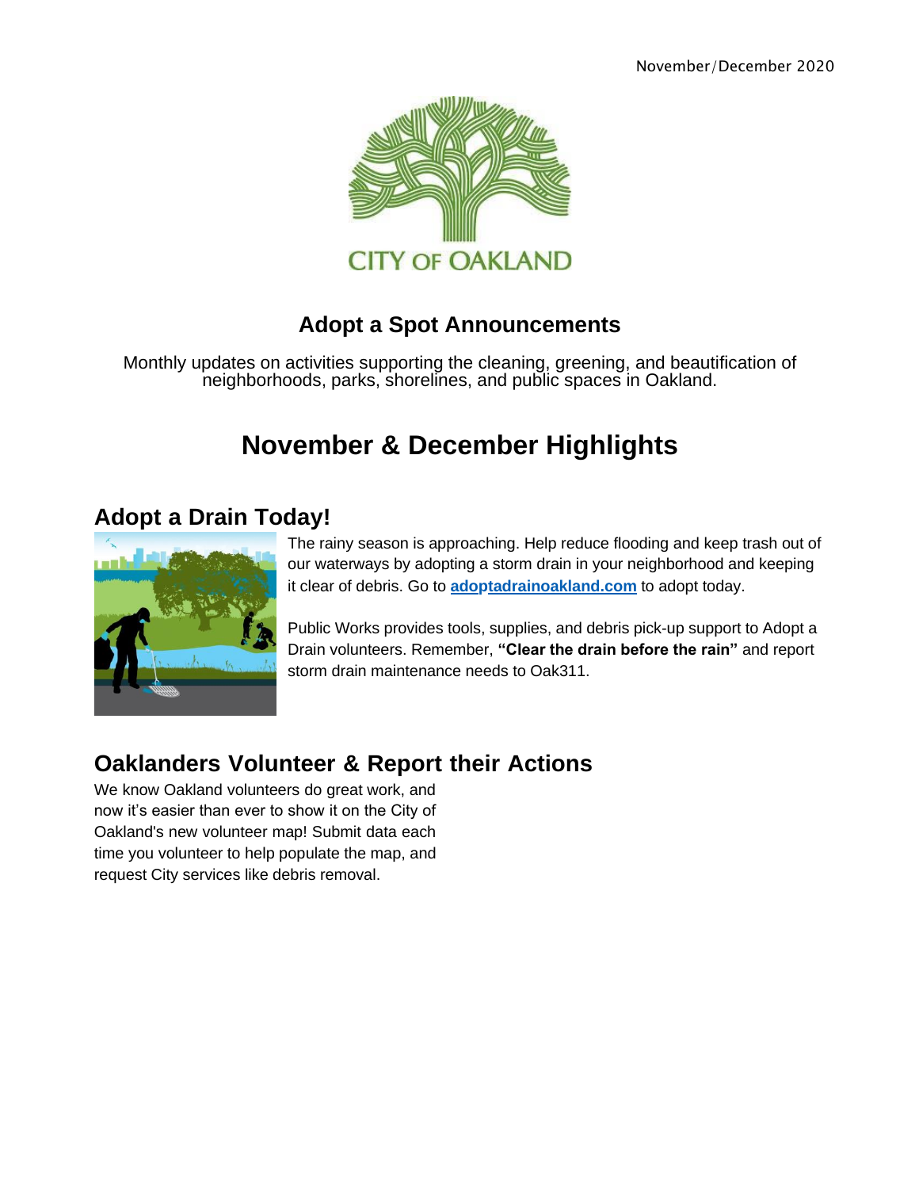November/December 2020

CITY OF OAKLAND

## Adopt a Spot Announcements

Monthly updates on activities supporting the cleaning, greening, and beautification of neighborhoods, parks, shorelines, and public spaces in Oakland.

# November & December Highlights

## Adopt a Drain Today!

The rainy season is approaching. Help reduce flooding and keep trash out of our waterways by adopting a storm drain in your neighborhood and keeping it clear of debris. Go to **adoptadrainoakland.com** to adopt today.

Public Works provides tools, supplies, and debris pick-up support to Adopt a Drain volunteers. Remember, **"Clear the drain before the rain"** and report storm drain maintenance needs to Oak311.

## Oaklanders Volunteer & Report their Actions

We know Oakland volunteers do great work, and now it's easier than ever to show it on the City of Oakland's new volunteer map! Submit data each time you volunteer to help populate the map, and request City services like debris removal.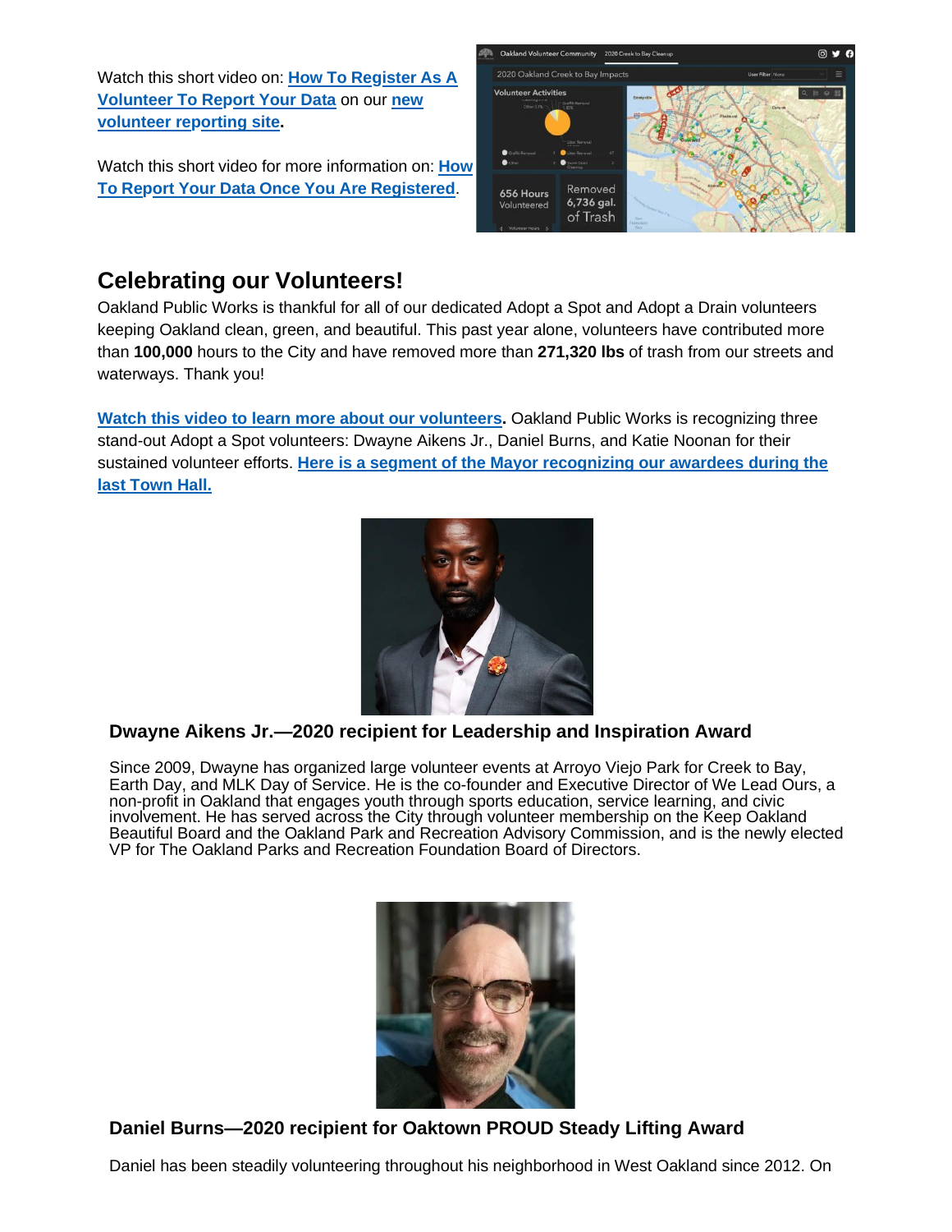Watch this short video on: **How To Register As A Volunteer To Report Your Data** on our **new volunteer reporting site**.

Watch this short video for more information on: **How To Report Your Data Once You Are Registered**.

## Celebrating our Volunteers!

Oakland Public Works is thankful for all of our dedicated Adopt a Spot and Adopt a Drain volunteers keeping Oakland clean, green, and beautiful. This past year alone, volunteers have contributed more than **100,000** hours to the City and have removed more than **271,320 lbs** of trash from our streets and waterways. Thank you!

**Watch this video to learn more about our volunteers.** Oakland Public Works is recognizing three stand-out Adopt a Spot volunteers: Dwayne Aikens Jr., Daniel Burns, and Katie Noonan for their sustained volunteer efforts. **Here is a segment of the Mayor recognizing our awardees during the last Town Hall.**

### Dwayne Aikens Jr.—2020 recipient for Leadership and Inspiration Award

Since 2009, Dwayne has organized large volunteer events at Arroyo Viejo Park for Creek to Bay, Earth Day, and MLK Day of Service. He is the co-founder and Executive Director of We Lead Ours, a non-profit in Oakland that engages youth through sports education, service learning, and civic involvement. He has served across the City through volunteer membership on the Keep Oakland Beautiful Board and the Oakland Park and Recreation Advisory Commission, and is the newly elected VP for The Oakland Parks and Recreation Foundation Board of Directors.

### Daniel Burns—2020 recipient for Oaktown PROUD Steady Lifting Award

Daniel has been steadily volunteering throughout his neighborhood in West Oakland since 2012. On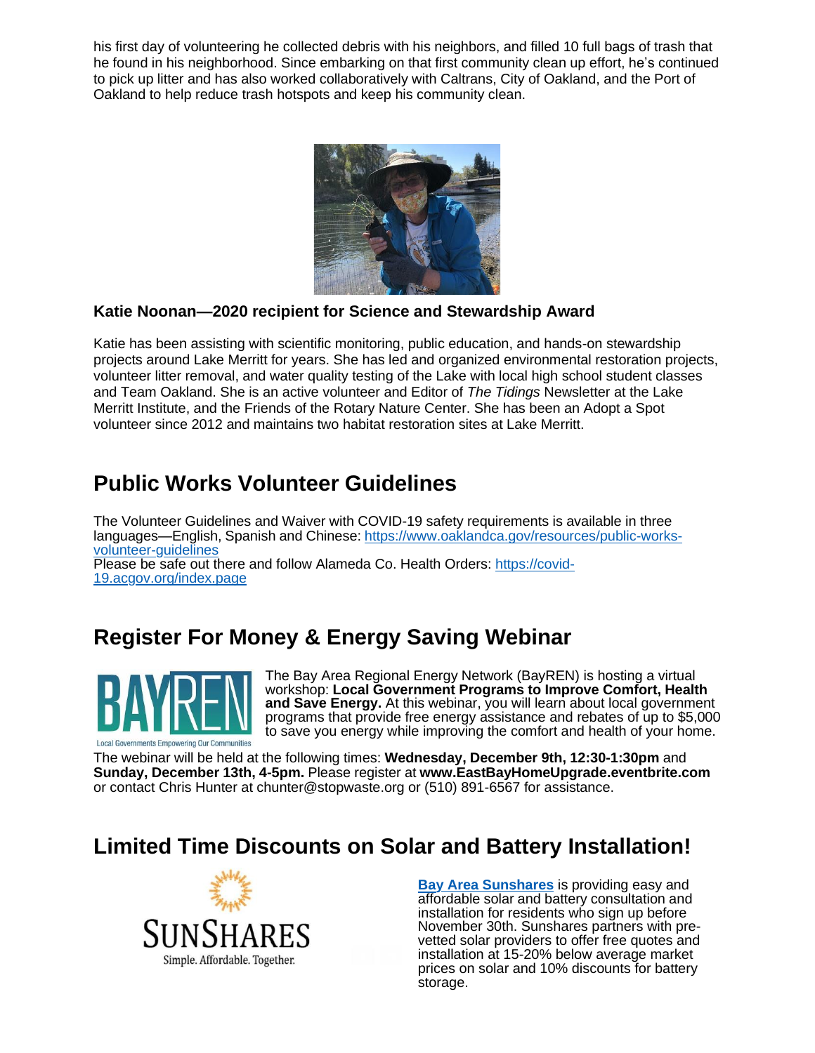his first day of volunteering he collected debris with his neighbors, and filled 10 full bags of trash that he found in his neighborhood. Since embarking on that first community clean up effort, he's continued to pick up litter and has also worked collaboratively with Caltrans, City of Oakland, and the Port of Oakland to help reduce trash hotspots and keep his community clean.

**Katie Noonan—2020 recipient for Science and Stewardship Award**

Katie has been assisting with scientific monitoring, public education, and hands-on stewardship projects around Lake Merritt for years. She has led and organized environmental restoration projects, volunteer litter removal, and water quality testing of the Lake with local high school student classes and Team Oakland. She is an active volunteer and Editor of *The Tidings* Newsletter at the Lake Merritt Institute, and the Friends of the Rotary Nature Center. She has been an Adopt a Spot volunteer since 2012 and maintains two habitat restoration sites at Lake Merritt.

## Public Works Volunteer Guidelines

The Volunteer Guidelines and Waiver with COVID-19 safety requirements is available in three languages—English, Spanish and Chinese: https://www.oaklandca.gov/resources/public-works-volunteer-guidelines
Please be safe out there and follow Alameda Co. Health Orders: https://covid-19.acgov.org/index.page

## Register For Money & Energy Saving Webinar

The Bay Area Regional Energy Network (BayREN) is hosting a virtual workshop: **Local Government Programs to Improve Comfort, Health and Save Energy.** At this webinar, you will learn about local government programs that provide free energy assistance and rebates of up to $5,000 to save you energy while improving the comfort and health of your home.

The webinar will be held at the following times: **Wednesday, December 9th, 12:30-1:30pm** and **Sunday, December 13th, 4-5pm.** Please register at **www.EastBayHomeUpgrade.eventbrite.com** or contact Chris Hunter at chunter@stopwaste.org or (510) 891-6567 for assistance.

## Limited Time Discounts on Solar and Battery Installation!

**Bay Area Sunshares** is providing easy and affordable solar and battery consultation and installation for residents who sign up before November 30th. Sunshares partners with pre-vetted solar providers to offer free quotes and installation at 15-20% below average market prices on solar and 10% discounts for battery storage.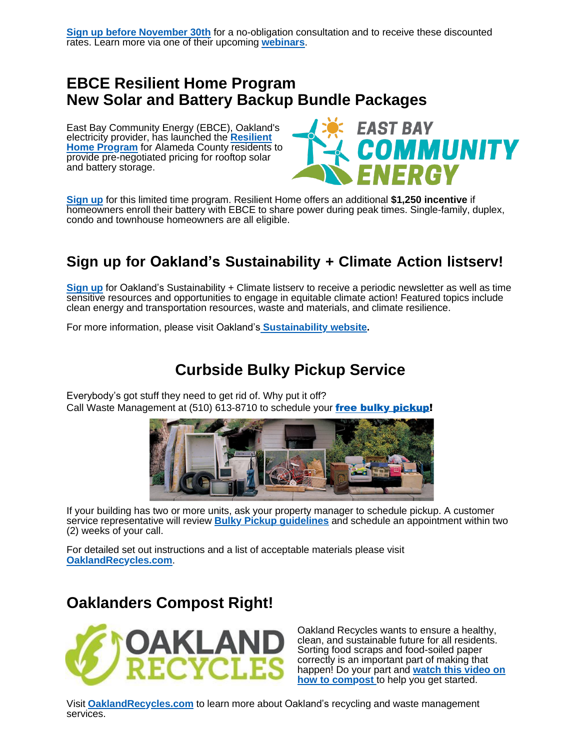**Sign up before November 30th** for a no-obligation consultation and to receive these discounted rates. Learn more via one of their upcoming **webinars**.

## EBCE Resilient Home Program
## New Solar and Battery Backup Bundle Packages

East Bay Community Energy (EBCE), Oakland's electricity provider, has launched the **Resilient Home Program** for Alameda County residents to provide pre-negotiated pricing for rooftop solar and battery storage.

**Sign up** for this limited time program. Resilient Home offers an additional **$1,250 incentive** if homeowners enroll their battery with EBCE to share power during peak times. Single-family, duplex, condo and townhouse homeowners are all eligible.

## Sign up for Oakland's Sustainability + Climate Action listserv!

**Sign up** for Oakland's Sustainability + Climate listserv to receive a periodic newsletter as well as time sensitive resources and opportunities to engage in equitable climate action! Featured topics include clean energy and transportation resources, waste and materials, and climate resilience.

For more information, please visit Oakland's **Sustainability website**.

## Curbside Bulky Pickup Service

Everybody's got stuff they need to get rid of. Why put it off?
Call Waste Management at (510) 613-8710 to schedule your **free bulky pickup**!

If your building has two or more units, ask your property manager to schedule pickup. A customer service representative will review **Bulky Pickup guidelines** and schedule an appointment within two (2) weeks of your call.

For detailed set out instructions and a list of acceptable materials please visit **OaklandRecycles.com**.

## Oaklanders Compost Right!

Oakland Recycles wants to ensure a healthy, clean, and sustainable future for all residents. Sorting food scraps and food-soiled paper correctly is an important part of making that happen! Do your part and **watch this video on how to compost** to help you get started.

Visit **OaklandRecycles.com** to learn more about Oakland's recycling and waste management services.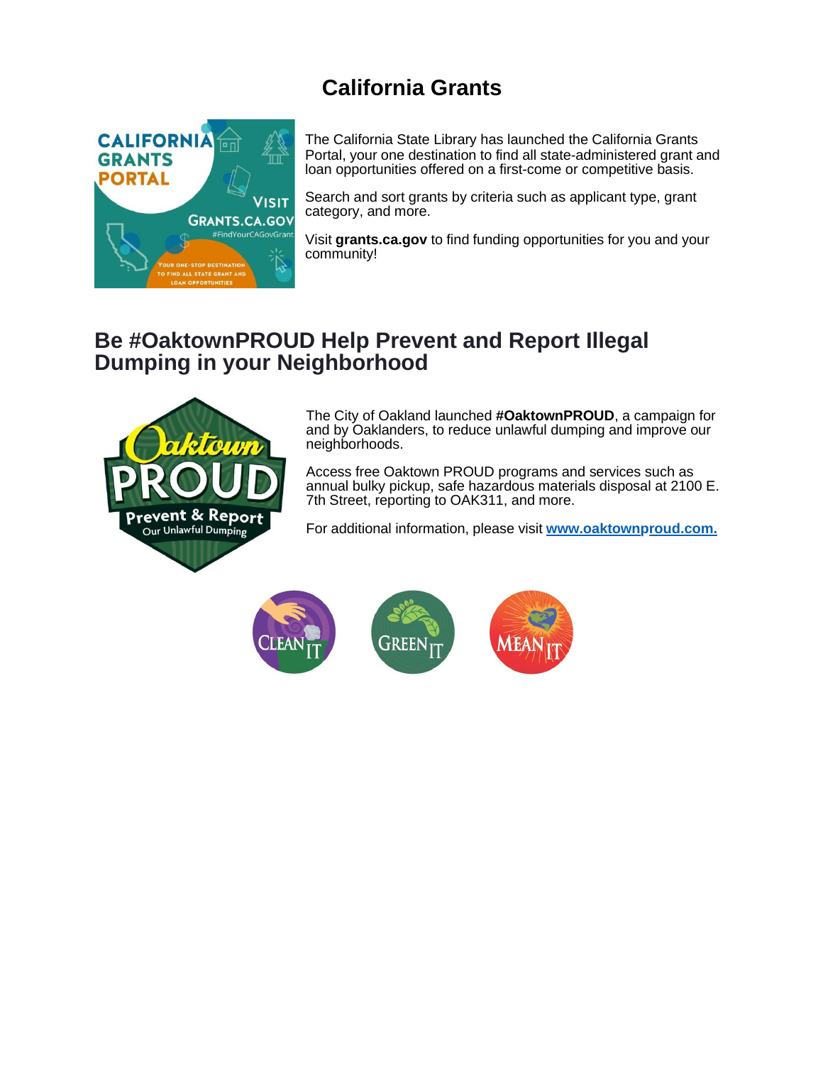# California Grants

The California State Library has launched the California Grants Portal, your one destination to find all state-administered grant and loan opportunities offered on a first-come or competitive basis.

Search and sort grants by criteria such as applicant type, grant category, and more.

Visit **grants.ca.gov** to find funding opportunities for you and your community!

## Be #OaktownPROUD Help Prevent and Report Illegal Dumping in your Neighborhood

The City of Oakland launched **#OaktownPROUD**, a campaign for and by Oaklanders, to reduce unlawful dumping and improve our neighborhoods.

Access free Oaktown PROUD programs and services such as annual bulky pickup, safe hazardous materials disposal at 2100 E. 7th Street, reporting to OAK311, and more.

For additional information, please visit **www.oaktownproud.com.**